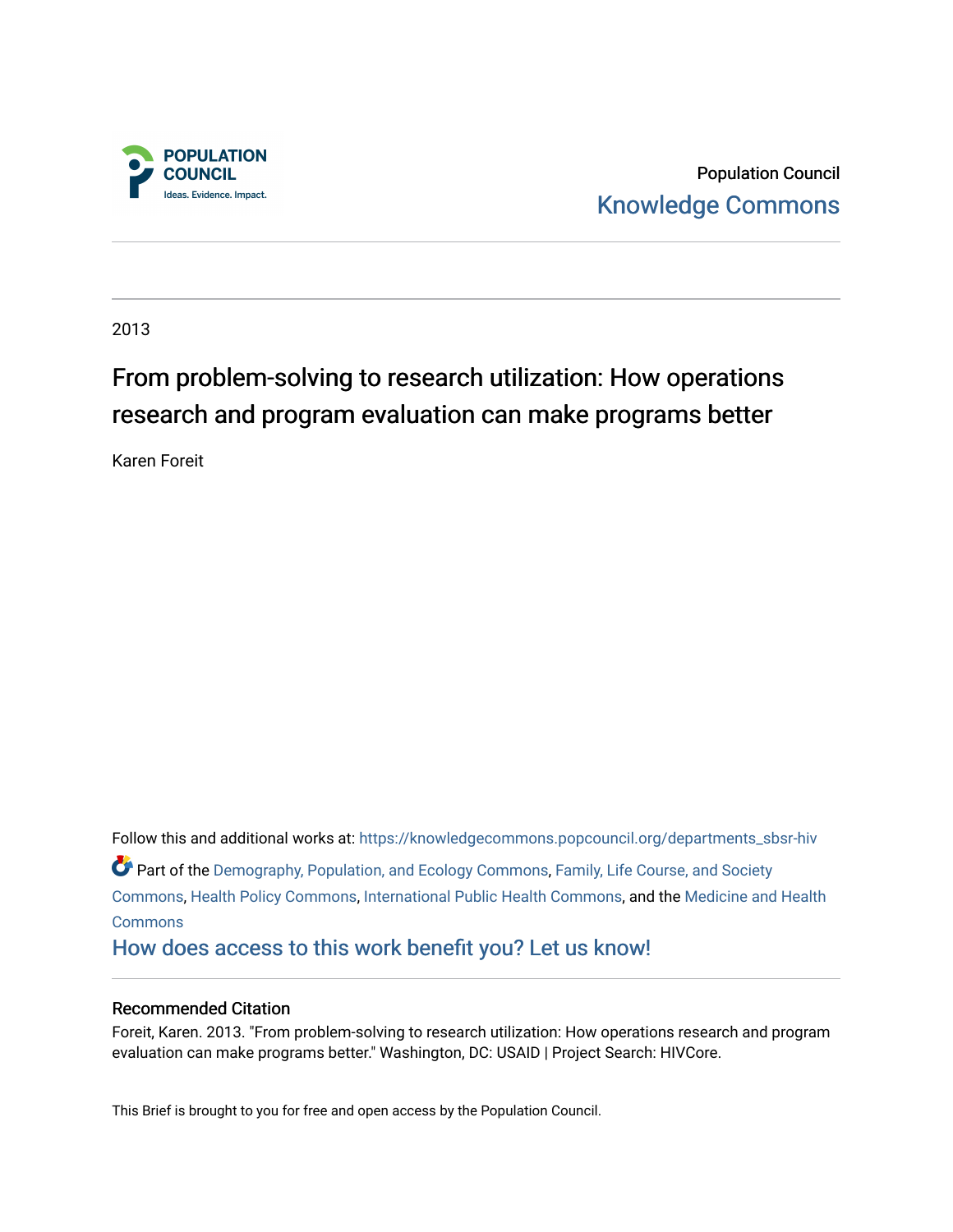Population Council

Knowledge Commons

2013

# From problem-solving to research utilization: How operations research and program evaluation can make programs better

Karen Foreit

Follow this and additional works at: https://knowledgecommons.popcouncil.org/departments_sbsr-hiv

Part of the Demography, Population, and Ecology Commons, Family, Life Course, and Society Commons, Health Policy Commons, International Public Health Commons, and the Medicine and Health Commons

How does access to this work benefit you? Let us know!

### Recommended Citation

Foreit, Karen. 2013. "From problem-solving to research utilization: How operations research and program evaluation can make programs better." Washington, DC: USAID | Project Search: HIVCore.

This Brief is brought to you for free and open access by the Population Council.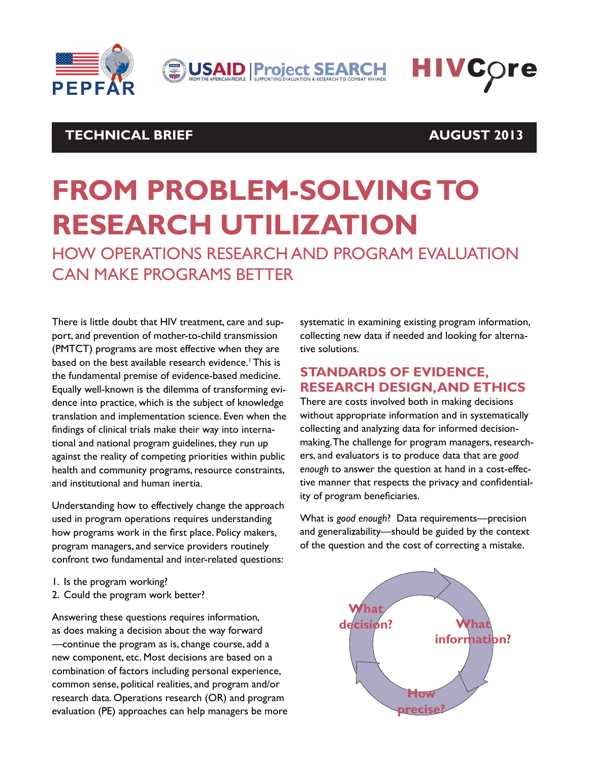TECHNICAL BRIEF AUGUST 2013

# FROM PROBLEM-SOLVING TO RESEARCH UTILIZATION

## HOW OPERATIONS RESEARCH AND PROGRAM EVALUATION CAN MAKE PROGRAMS BETTER

There is little doubt that HIV treatment, care and support, and prevention of mother-to-child transmission (PMTCT) programs are most effective when they are based on the best available research evidence.[1] This is the fundamental premise of evidence-based medicine. Equally well-known is the dilemma of transforming evidence into practice, which is the subject of knowledge translation and implementation science. Even when the findings of clinical trials make their way into international and national program guidelines, they run up against the reality of competing priorities within public health and community programs, resource constraints, and institutional and human inertia.

Understanding how to effectively change the approach used in program operations requires understanding how programs work in the first place. Policy makers, program managers, and service providers routinely confront two fundamental and inter-related questions:

1. Is the program working?
2. Could the program work better?

Answering these questions requires information, as does making a decision about the way forward —continue the program as is, change course, add a new component, etc. Most decisions are based on a combination of factors including personal experience, common sense, political realities, and program and/or research data. Operations research (OR) and program evaluation (PE) approaches can help managers be more systematic in examining existing program information, collecting new data if needed and looking for alternative solutions.

### STANDARDS OF EVIDENCE, RESEARCH DESIGN, AND ETHICS

There are costs involved both in making decisions without appropriate information and in systematically collecting and analyzing data for informed decision-making. The challenge for program managers, researchers, and evaluators is to produce data that are *good enough* to answer the question at hand in a cost-effective manner that respects the privacy and confidentiality of program beneficiaries.

What is *good enough*? Data requirements—precision and generalizability—should be guided by the context of the question and the cost of correcting a mistake.

What decision? → What information? → How precise?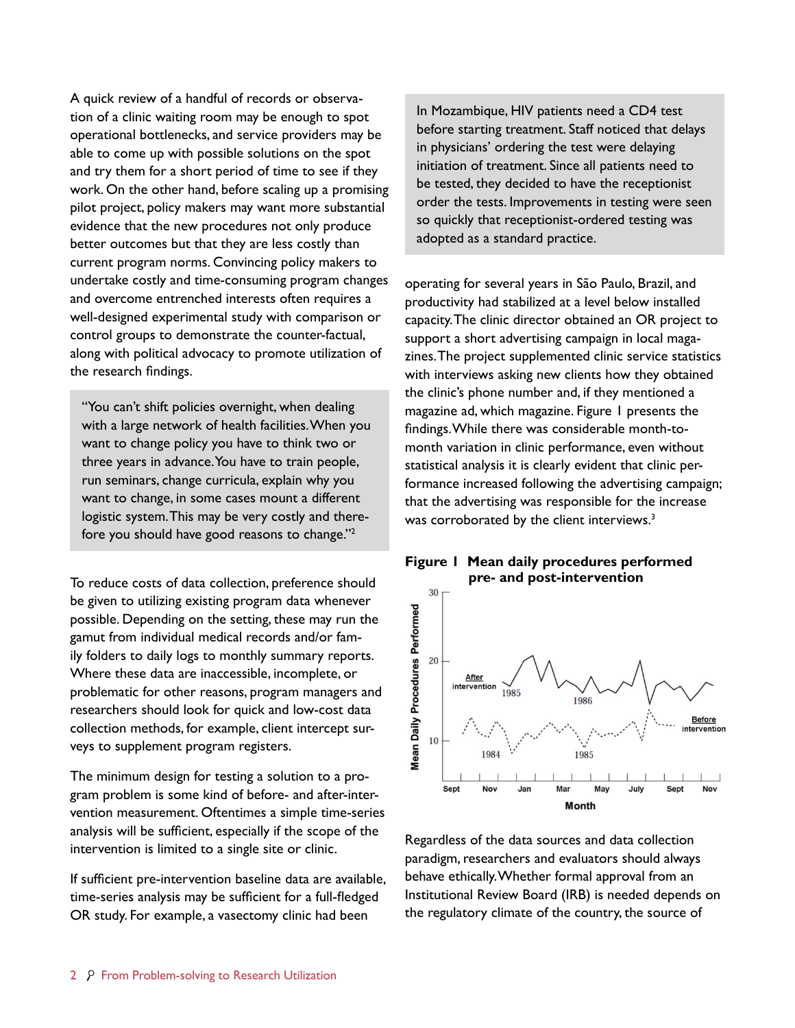A quick review of a handful of records or observation of a clinic waiting room may be enough to spot operational bottlenecks, and service providers may be able to come up with possible solutions on the spot and try them for a short period of time to see if they work. On the other hand, before scaling up a promising pilot project, policy makers may want more substantial evidence that the new procedures not only produce better outcomes but that they are less costly than current program norms. Convincing policy makers to undertake costly and time-consuming program changes and overcome entrenched interests often requires a well-designed experimental study with comparison or control groups to demonstrate the counter-factual, along with political advocacy to promote utilization of the research findings.

> "You can't shift policies overnight, when dealing with a large network of health facilities. When you want to change policy you have to think two or three years in advance. You have to train people, run seminars, change curricula, explain why you want to change, in some cases mount a different logistic system. This may be very costly and therefore you should have good reasons to change."[2]

To reduce costs of data collection, preference should be given to utilizing existing program data whenever possible. Depending on the setting, these may run the gamut from individual medical records and/or family folders to daily logs to monthly summary reports. Where these data are inaccessible, incomplete, or problematic for other reasons, program managers and researchers should look for quick and low-cost data collection methods, for example, client intercept surveys to supplement program registers.

The minimum design for testing a solution to a program problem is some kind of before- and after-intervention measurement. Oftentimes a simple time-series analysis will be sufficient, especially if the scope of the intervention is limited to a single site or clinic.

If sufficient pre-intervention baseline data are available, time-series analysis may be sufficient for a full-fledged OR study. For example, a vasectomy clinic had been operating for several years in São Paulo, Brazil, and productivity had stabilized at a level below installed capacity. The clinic director obtained an OR project to support a short advertising campaign in local magazines. The project supplemented clinic service statistics with interviews asking new clients how they obtained the clinic's phone number and, if they mentioned a magazine ad, which magazine. Figure 1 presents the findings. While there was considerable month-to-month variation in clinic performance, even without statistical analysis it is clearly evident that clinic performance increased following the advertising campaign; that the advertising was responsible for the increase was corroborated by the client interviews.[3]

> In Mozambique, HIV patients need a CD4 test before starting treatment. Staff noticed that delays in physicians' ordering the test were delaying initiation of treatment. Since all patients need to be tested, they decided to have the receptionist order the tests. Improvements in testing were seen so quickly that receptionist-ordered testing was adopted as a standard practice.

**Figure 1 Mean daily procedures performed pre- and post-intervention**

Regardless of the data sources and data collection paradigm, researchers and evaluators should always behave ethically. Whether formal approval from an Institutional Review Board (IRB) is needed depends on the regulatory climate of the country, the source of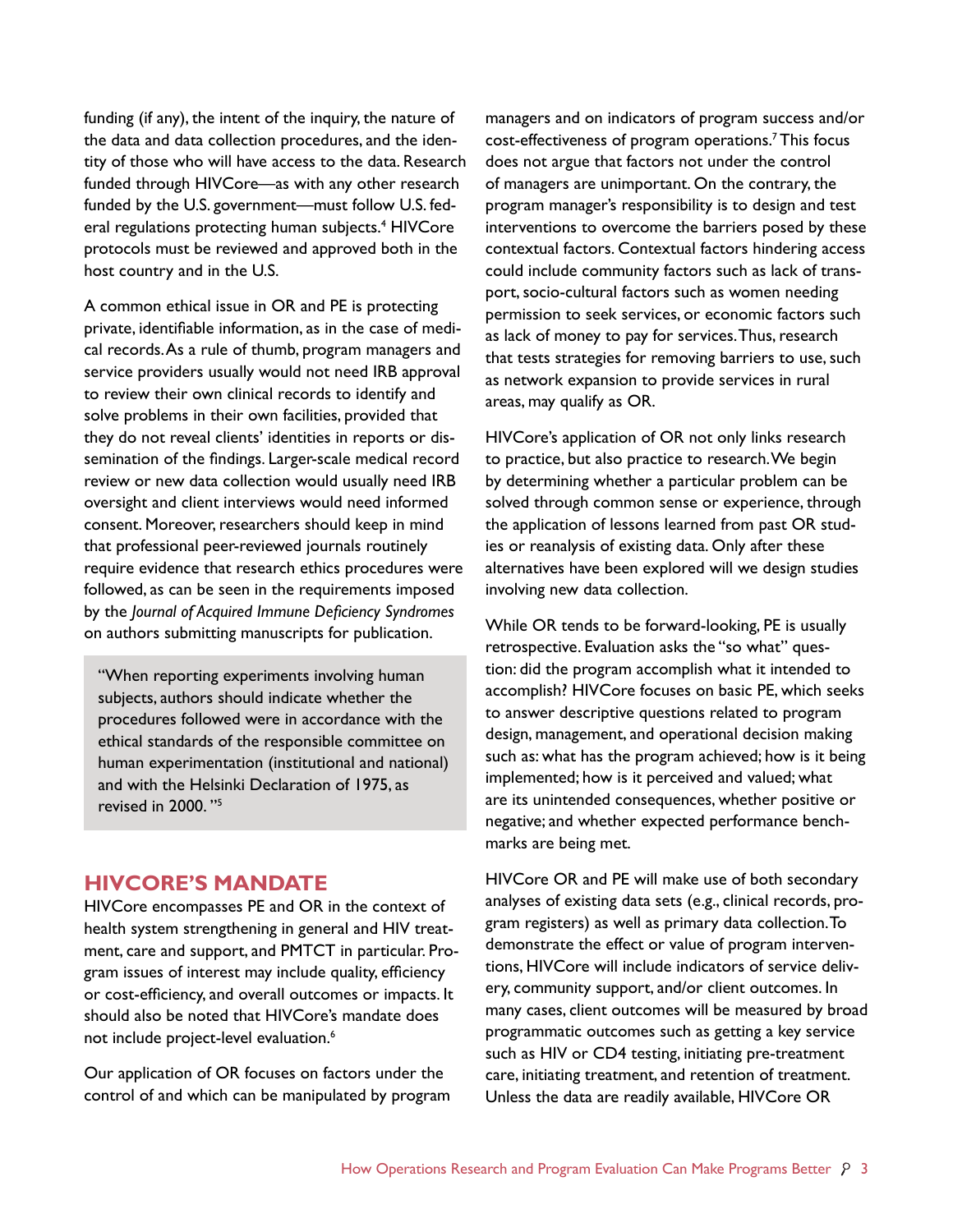funding (if any), the intent of the inquiry, the nature of the data and data collection procedures, and the identity of those who will have access to the data. Research funded through HIVCore—as with any other research funded by the U.S. government—must follow U.S. federal regulations protecting human subjects.[4] HIVCore protocols must be reviewed and approved both in the host country and in the U.S.

A common ethical issue in OR and PE is protecting private, identifiable information, as in the case of medical records. As a rule of thumb, program managers and service providers usually would not need IRB approval to review their own clinical records to identify and solve problems in their own facilities, provided that they do not reveal clients' identities in reports or dissemination of the findings. Larger-scale medical record review or new data collection would usually need IRB oversight and client interviews would need informed consent. Moreover, researchers should keep in mind that professional peer-reviewed journals routinely require evidence that research ethics procedures were followed, as can be seen in the requirements imposed by the *Journal of Acquired Immune Deficiency Syndromes* on authors submitting manuscripts for publication.

> "When reporting experiments involving human subjects, authors should indicate whether the procedures followed were in accordance with the ethical standards of the responsible committee on human experimentation (institutional and national) and with the Helsinki Declaration of 1975, as revised in 2000. "[5]

## HIVCORE'S MANDATE

HIVCore encompasses PE and OR in the context of health system strengthening in general and HIV treatment, care and support, and PMTCT in particular. Program issues of interest may include quality, efficiency or cost-efficiency, and overall outcomes or impacts. It should also be noted that HIVCore's mandate does not include project-level evaluation.[6]

Our application of OR focuses on factors under the control of and which can be manipulated by program managers and on indicators of program success and/or cost-effectiveness of program operations.[7] This focus does not argue that factors not under the control of managers are unimportant. On the contrary, the program manager's responsibility is to design and test interventions to overcome the barriers posed by these contextual factors. Contextual factors hindering access could include community factors such as lack of transport, socio-cultural factors such as women needing permission to seek services, or economic factors such as lack of money to pay for services. Thus, research that tests strategies for removing barriers to use, such as network expansion to provide services in rural areas, may qualify as OR.

HIVCore's application of OR not only links research to practice, but also practice to research. We begin by determining whether a particular problem can be solved through common sense or experience, through the application of lessons learned from past OR studies or reanalysis of existing data. Only after these alternatives have been explored will we design studies involving new data collection.

While OR tends to be forward-looking, PE is usually retrospective. Evaluation asks the "so what" question: did the program accomplish what it intended to accomplish? HIVCore focuses on basic PE, which seeks to answer descriptive questions related to program design, management, and operational decision making such as: what has the program achieved; how is it being implemented; how is it perceived and valued; what are its unintended consequences, whether positive or negative; and whether expected performance benchmarks are being met.

HIVCore OR and PE will make use of both secondary analyses of existing data sets (e.g., clinical records, program registers) as well as primary data collection. To demonstrate the effect or value of program interventions, HIVCore will include indicators of service delivery, community support, and/or client outcomes. In many cases, client outcomes will be measured by broad programmatic outcomes such as getting a key service such as HIV or CD4 testing, initiating pre-treatment care, initiating treatment, and retention of treatment. Unless the data are readily available, HIVCore OR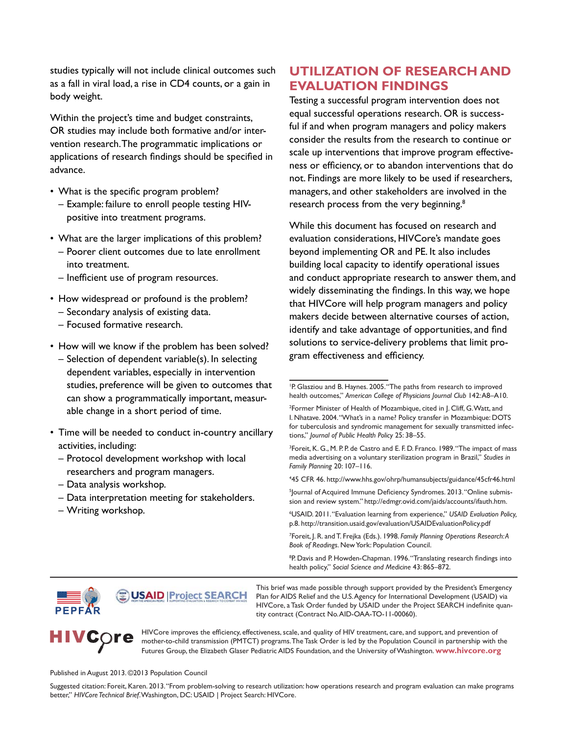studies typically will not include clinical outcomes such as a fall in viral load, a rise in CD4 counts, or a gain in body weight.

Within the project's time and budget constraints, OR studies may include both formative and/or intervention research. The programmatic implications or applications of research findings should be specified in advance.

- What is the specific program problem?
  - Example: failure to enroll people testing HIV-positive into treatment programs.
- What are the larger implications of this problem?
  - Poorer client outcomes due to late enrollment into treatment.
  - Inefficient use of program resources.
- How widespread or profound is the problem?
  - Secondary analysis of existing data.
  - Focused formative research.
- How will we know if the problem has been solved?
  - Selection of dependent variable(s). In selecting dependent variables, especially in intervention studies, preference will be given to outcomes that can show a programmatically important, measurable change in a short period of time.
- Time will be needed to conduct in-country ancillary activities, including:
  - Protocol development workshop with local researchers and program managers.
  - Data analysis workshop.
  - Data interpretation meeting for stakeholders.
  - Writing workshop.

## UTILIZATION OF RESEARCH AND EVALUATION FINDINGS

Testing a successful program intervention does not equal successful operations research. OR is successful if and when program managers and policy makers consider the results from the research to continue or scale up interventions that improve program effectiveness or efficiency, or to abandon interventions that do not. Findings are more likely to be used if researchers, managers, and other stakeholders are involved in the research process from the very beginning.[8]

While this document has focused on research and evaluation considerations, HIVCore's mandate goes beyond implementing OR and PE. It also includes building local capacity to identify operational issues and conduct appropriate research to answer them, and widely disseminating the findings. In this way, we hope that HIVCore will help program managers and policy makers decide between alternative courses of action, identify and take advantage of opportunities, and find solutions to service-delivery problems that limit program effectiveness and efficiency.

---

[1] P. Glasziou and B. Haynes. 2005. "The paths from research to improved health outcomes," *American College of Physicians Journal Club* 142: A8–A10.

[2] Former Minister of Health of Mozambique, cited in J. Cliff, G. Watt, and I. Nhatave. 2004. "What's in a name? Policy transfer in Mozambique: DOTS for tuberculosis and syndromic management for sexually transmitted infections," *Journal of Public Health Policy* 25: 38–55.

[3] Foreit, K. G., M. P. P. de Castro and E. F. D. Franco. 1989. "The impact of mass media advertising on a voluntary sterilization program in Brazil," *Studies in Family Planning* 20: 107–116.

[4] 45 CFR 46. http://www.hhs.gov/ohrp/humansubjects/guidance/45cfr46.html

[5] Journal of Acquired Immune Deficiency Syndromes. 2013. "Online submission and review system." http://edmgr.ovid.com/jaids/accounts/ifauth.htm.

[6] USAID. 2011. "Evaluation learning from experience," *USAID Evaluation Policy*, p.8. http://transition.usaid.gov/evaluation/USAIDEvaluationPolicy.pdf

[7] Foreit, J. R. and T. Frejka (Eds.). 1998. *Family Planning Operations Research: A Book of Readings*. New York: Population Council.

[8] P. Davis and P. Howden-Chapman. 1996. "Translating research findings into health policy," *Social Science and Medicine* 43: 865–872.

---

This brief was made possible through support provided by the President's Emergency Plan for AIDS Relief and the U.S. Agency for International Development (USAID) via HIVCore, a Task Order funded by USAID under the Project SEARCH indefinite quantity contract (Contract No. AID-OAA-TO-11-00060).

HIVCore improves the efficiency, effectiveness, scale, and quality of HIV treatment, care, and support, and prevention of mother-to-child transmission (PMTCT) programs. The Task Order is led by the Population Council in partnership with the Futures Group, the Elizabeth Glaser Pediatric AIDS Foundation, and the University of Washington. **www.hivcore.org**

Published in August 2013. ©2013 Population Council

Suggested citation: Foreit, Karen. 2013. "From problem-solving to research utilization: how operations research and program evaluation can make programs better," *HIVCore Technical Brief*. Washington, DC: USAID | Project Search: HIVCore.